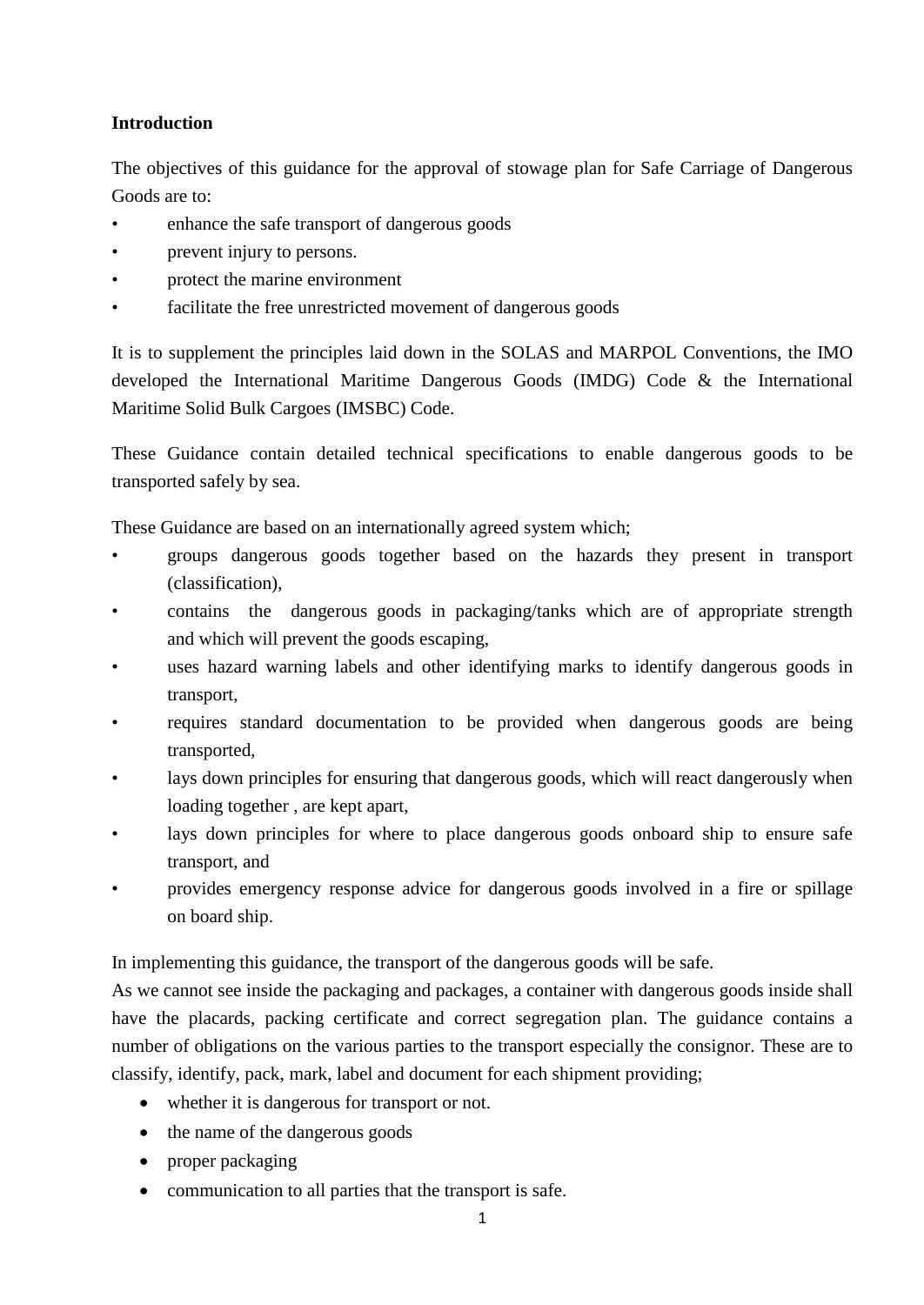**Introduction**

The objectives of this guidance for the approval of stowage plan for Safe Carriage of Dangerous Goods are to:

- enhance the safe transport of dangerous goods
- prevent injury to persons.
- protect the marine environment
- facilitate the free unrestricted movement of dangerous goods

It is to supplement the principles laid down in the SOLAS and MARPOL Conventions, the IMO developed the International Maritime Dangerous Goods (IMDG) Code & the International Maritime Solid Bulk Cargoes (IMSBC) Code.

These Guidance contain detailed technical specifications to enable dangerous goods to be transported safely by sea.

These Guidance are based on an internationally agreed system which;

- groups dangerous goods together based on the hazards they present in transport (classification),
- contains the dangerous goods in packaging/tanks which are of appropriate strength and which will prevent the goods escaping,
- uses hazard warning labels and other identifying marks to identify dangerous goods in transport,
- requires standard documentation to be provided when dangerous goods are being transported,
- lays down principles for ensuring that dangerous goods, which will react dangerously when loading together , are kept apart,
- lays down principles for where to place dangerous goods onboard ship to ensure safe transport, and
- provides emergency response advice for dangerous goods involved in a fire or spillage on board ship.

In implementing this guidance, the transport of the dangerous goods will be safe.
As we cannot see inside the packaging and packages, a container with dangerous goods inside shall have the placards, packing certificate and correct segregation plan. The guidance contains a number of obligations on the various parties to the transport especially the consignor. These are to classify, identify, pack, mark, label and document for each shipment providing;

- whether it is dangerous for transport or not.
- the name of the dangerous goods
- proper packaging
- communication to all parties that the transport is safe.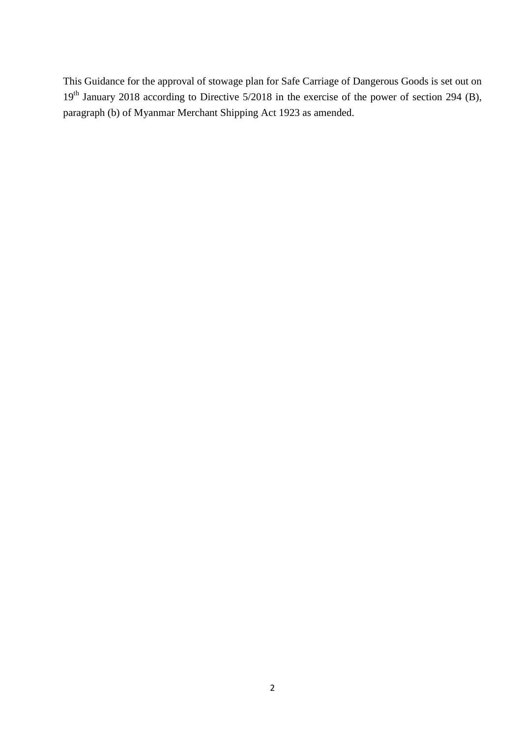This Guidance for the approval of stowage plan for Safe Carriage of Dangerous Goods is set out on 19th January 2018 according to Directive 5/2018 in the exercise of the power of section 294 (B), paragraph (b) of Myanmar Merchant Shipping Act 1923 as amended.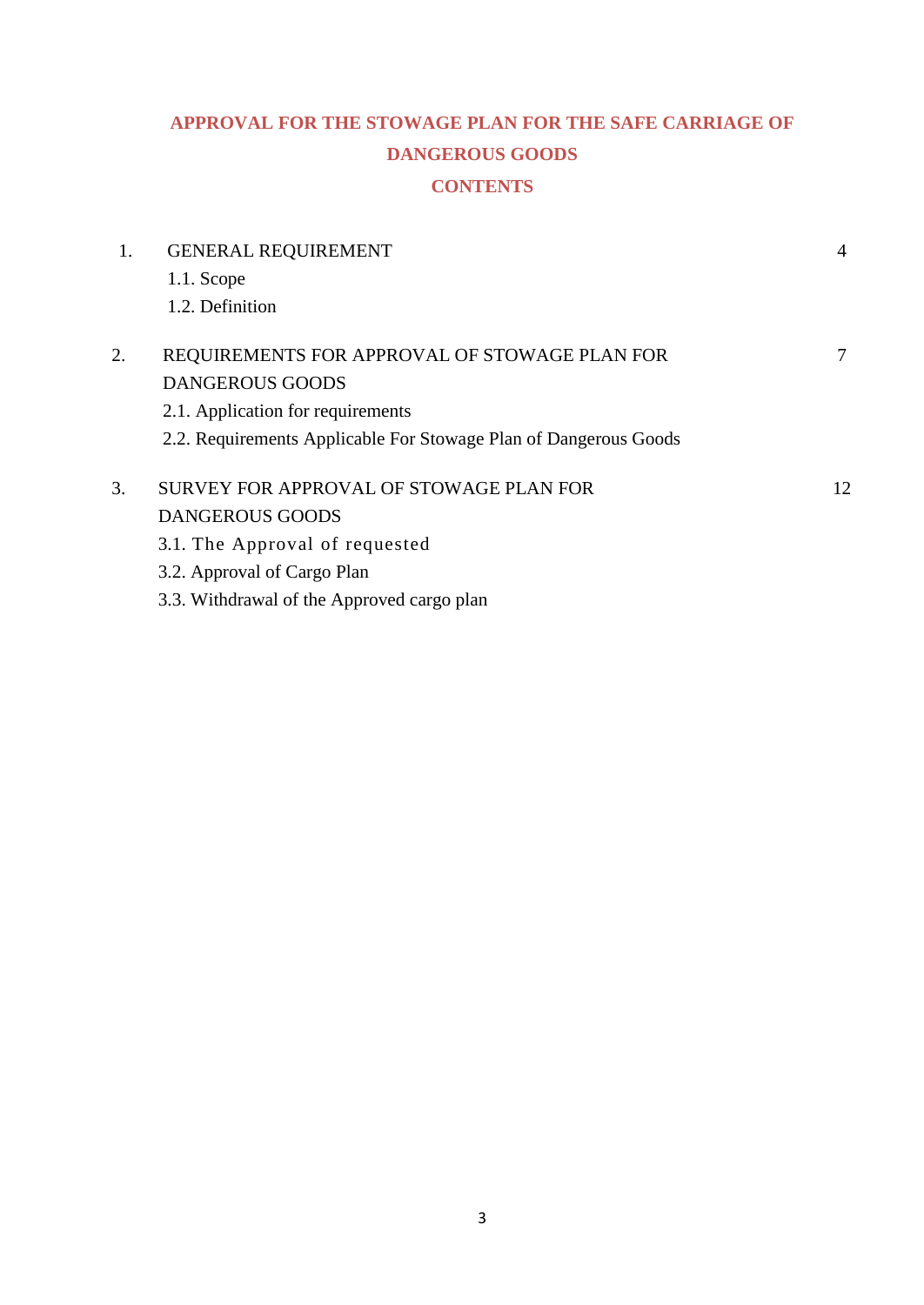# APPROVAL FOR THE STOWAGE PLAN FOR THE SAFE CARRIAGE OF DANGEROUS GOODS

## CONTENTS

| | | |
|---|---|---|
| 1. | GENERAL REQUIREMENT | 4 |
| | 1.1. Scope | |
| | 1.2. Definition | |
| 2. | REQUIREMENTS FOR APPROVAL OF STOWAGE PLAN FOR DANGEROUS GOODS | 7 |
| | 2.1. Application for requirements | |
| | 2.2. Requirements Applicable For Stowage Plan of Dangerous Goods | |
| 3. | SURVEY FOR APPROVAL OF STOWAGE PLAN FOR DANGEROUS GOODS | 12 |
| | 3.1. The Approval of requested | |
| | 3.2. Approval of Cargo Plan | |
| | 3.3. Withdrawal of the Approved cargo plan | |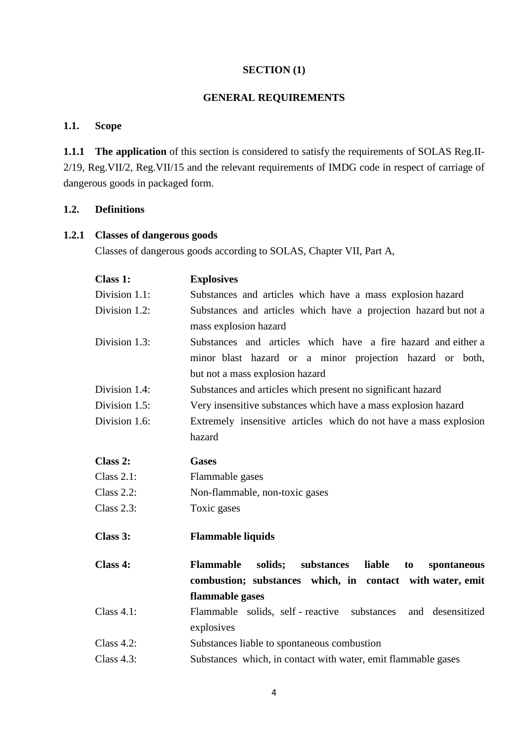## SECTION (1)

## GENERAL REQUIREMENTS

### 1.1. Scope

**1.1.1 The application** of this section is considered to satisfy the requirements of SOLAS Reg.II-2/19, Reg.VII/2, Reg.VII/15 and the relevant requirements of IMDG code in respect of carriage of dangerous goods in packaged form.

### 1.2. Definitions

#### 1.2.1 Classes of dangerous goods

Classes of dangerous goods according to SOLAS, Chapter VII, Part A,

| | |
|---|---|
| **Class 1:** | **Explosives** |
| Division 1.1: | Substances and articles which have a mass explosion hazard |
| Division 1.2: | Substances and articles which have a projection hazard but not a mass explosion hazard |
| Division 1.3: | Substances and articles which have a fire hazard and either a minor blast hazard or a minor projection hazard or both, but not a mass explosion hazard |
| Division 1.4: | Substances and articles which present no significant hazard |
| Division 1.5: | Very insensitive substances which have a mass explosion hazard |
| Division 1.6: | Extremely insensitive articles which do not have a mass explosion hazard |
| **Class 2:** | **Gases** |
| Class 2.1: | Flammable gases |
| Class 2.2: | Non-flammable, non-toxic gases |
| Class 2.3: | Toxic gases |
| **Class 3:** | **Flammable liquids** |
| **Class 4:** | **Flammable solids; substances liable to spontaneous combustion; substances which, in contact with water, emit flammable gases** |
| Class 4.1: | Flammable solids, self - reactive substances and desensitized explosives |
| Class 4.2: | Substances liable to spontaneous combustion |
| Class 4.3: | Substances which, in contact with water, emit flammable gases |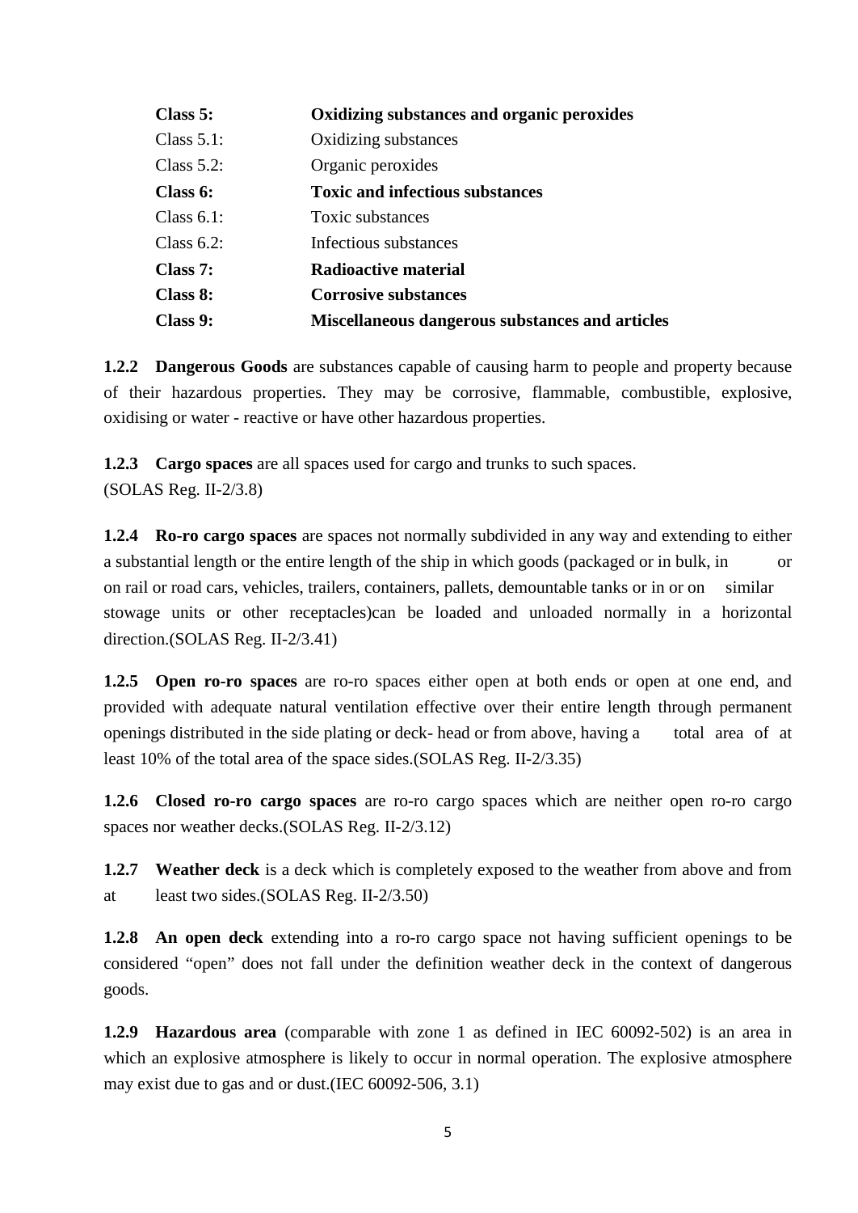| | |
|---|---|
| **Class 5:** | **Oxidizing substances and organic peroxides** |
| Class 5.1: | Oxidizing substances |
| Class 5.2: | Organic peroxides |
| **Class 6:** | **Toxic and infectious substances** |
| Class 6.1: | Toxic substances |
| Class 6.2: | Infectious substances |
| **Class 7:** | **Radioactive material** |
| **Class 8:** | **Corrosive substances** |
| **Class 9:** | **Miscellaneous dangerous substances and articles** |

**1.2.2 Dangerous Goods** are substances capable of causing harm to people and property because of their hazardous properties. They may be corrosive, flammable, combustible, explosive, oxidising or water - reactive or have other hazardous properties.

**1.2.3 Cargo spaces** are all spaces used for cargo and trunks to such spaces.
(SOLAS Reg. II-2/3.8)

**1.2.4 Ro-ro cargo spaces** are spaces not normally subdivided in any way and extending to either a substantial length or the entire length of the ship in which goods (packaged or in bulk, in or on rail or road cars, vehicles, trailers, containers, pallets, demountable tanks or in or on similar stowage units or other receptacles)can be loaded and unloaded normally in a horizontal direction.(SOLAS Reg. II-2/3.41)

**1.2.5 Open ro-ro spaces** are ro-ro spaces either open at both ends or open at one end, and provided with adequate natural ventilation effective over their entire length through permanent openings distributed in the side plating or deck- head or from above, having a total area of at least 10% of the total area of the space sides.(SOLAS Reg. II-2/3.35)

**1.2.6 Closed ro-ro cargo spaces** are ro-ro cargo spaces which are neither open ro-ro cargo spaces nor weather decks.(SOLAS Reg. II-2/3.12)

**1.2.7 Weather deck** is a deck which is completely exposed to the weather from above and from at least two sides.(SOLAS Reg. II-2/3.50)

**1.2.8 An open deck** extending into a ro-ro cargo space not having sufficient openings to be considered "open" does not fall under the definition weather deck in the context of dangerous goods.

**1.2.9 Hazardous area** (comparable with zone 1 as defined in IEC 60092-502) is an area in which an explosive atmosphere is likely to occur in normal operation. The explosive atmosphere may exist due to gas and or dust.(IEC 60092-506, 3.1)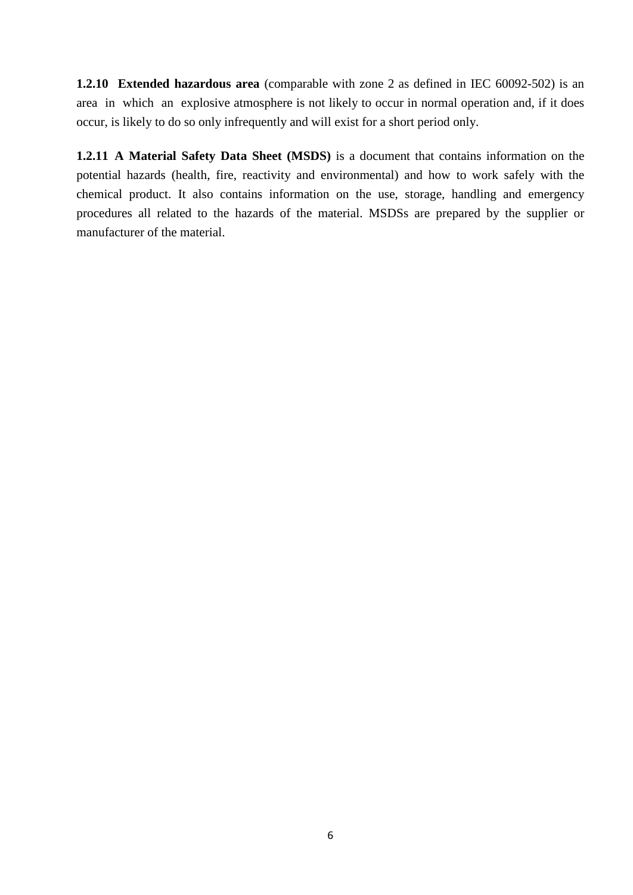**1.2.10 Extended hazardous area** (comparable with zone 2 as defined in IEC 60092-502) is an area in which an explosive atmosphere is not likely to occur in normal operation and, if it does occur, is likely to do so only infrequently and will exist for a short period only.

**1.2.11 A Material Safety Data Sheet (MSDS)** is a document that contains information on the potential hazards (health, fire, reactivity and environmental) and how to work safely with the chemical product. It also contains information on the use, storage, handling and emergency procedures all related to the hazards of the material. MSDSs are prepared by the supplier or manufacturer of the material.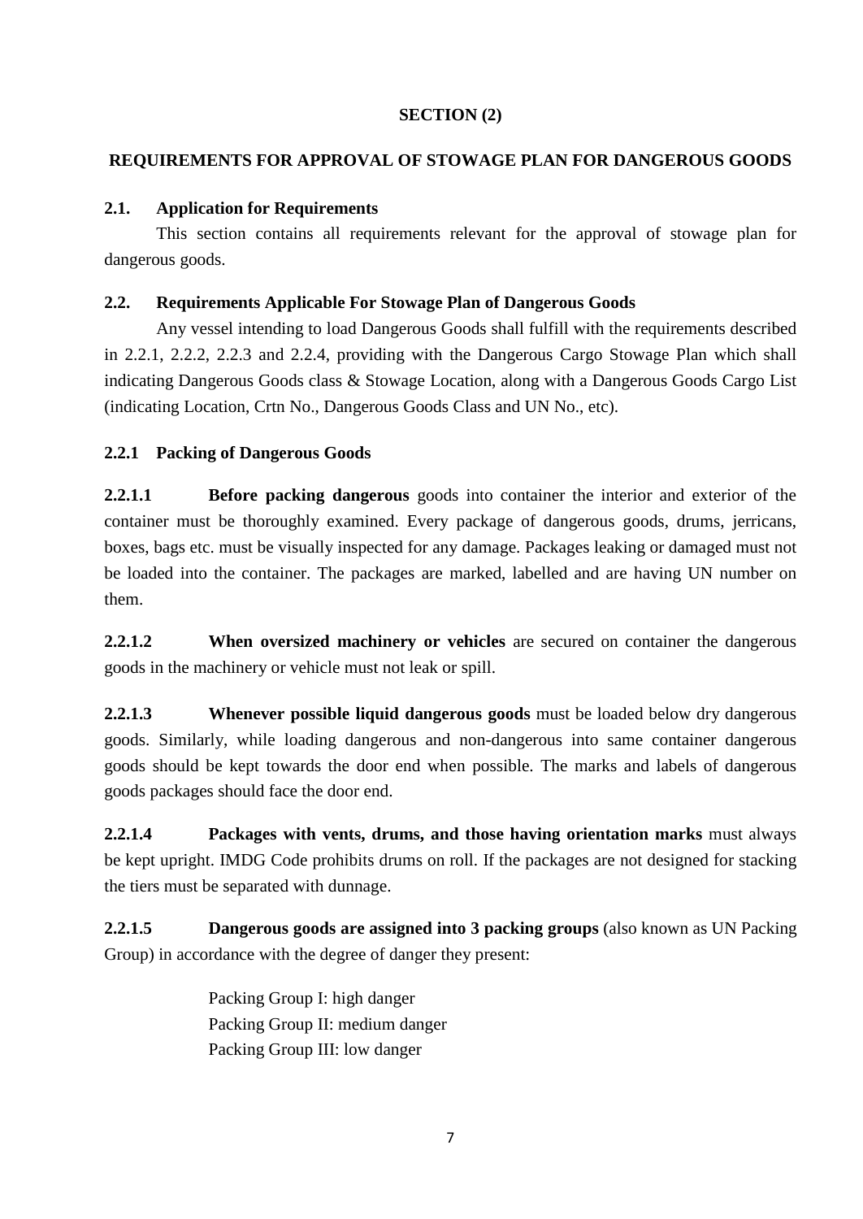## SECTION (2)

## REQUIREMENTS FOR APPROVAL OF STOWAGE PLAN FOR DANGEROUS GOODS

### 2.1. Application for Requirements

This section contains all requirements relevant for the approval of stowage plan for dangerous goods.

### 2.2. Requirements Applicable For Stowage Plan of Dangerous Goods

Any vessel intending to load Dangerous Goods shall fulfill with the requirements described in 2.2.1, 2.2.2, 2.2.3 and 2.2.4, providing with the Dangerous Cargo Stowage Plan which shall indicating Dangerous Goods class & Stowage Location, along with a Dangerous Goods Cargo List (indicating Location, Crtn No., Dangerous Goods Class and UN No., etc).

### 2.2.1 Packing of Dangerous Goods

**2.2.1.1 Before packing dangerous** goods into container the interior and exterior of the container must be thoroughly examined. Every package of dangerous goods, drums, jerricans, boxes, bags etc. must be visually inspected for any damage. Packages leaking or damaged must not be loaded into the container. The packages are marked, labelled and are having UN number on them.

**2.2.1.2 When oversized machinery or vehicles** are secured on container the dangerous goods in the machinery or vehicle must not leak or spill.

**2.2.1.3 Whenever possible liquid dangerous goods** must be loaded below dry dangerous goods. Similarly, while loading dangerous and non-dangerous into same container dangerous goods should be kept towards the door end when possible. The marks and labels of dangerous goods packages should face the door end.

**2.2.1.4 Packages with vents, drums, and those having orientation marks** must always be kept upright. IMDG Code prohibits drums on roll. If the packages are not designed for stacking the tiers must be separated with dunnage.

**2.2.1.5 Dangerous goods are assigned into 3 packing groups** (also known as UN Packing Group) in accordance with the degree of danger they present:

Packing Group I: high danger
Packing Group II: medium danger
Packing Group III: low danger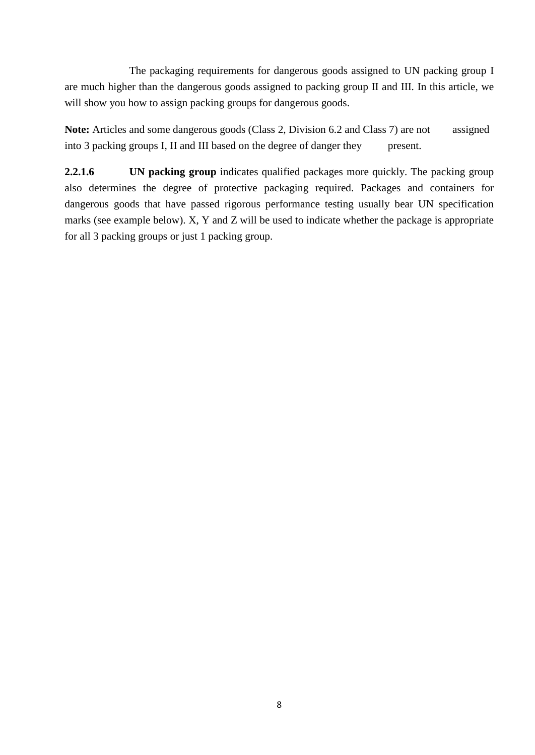The packaging requirements for dangerous goods assigned to UN packing group I are much higher than the dangerous goods assigned to packing group II and III. In this article, we will show you how to assign packing groups for dangerous goods.

**Note:** Articles and some dangerous goods (Class 2, Division 6.2 and Class 7) are not assigned into 3 packing groups I, II and III based on the degree of danger they present.

**2.2.1.6** **UN packing group** indicates qualified packages more quickly. The packing group also determines the degree of protective packaging required. Packages and containers for dangerous goods that have passed rigorous performance testing usually bear UN specification marks (see example below). X, Y and Z will be used to indicate whether the package is appropriate for all 3 packing groups or just 1 packing group.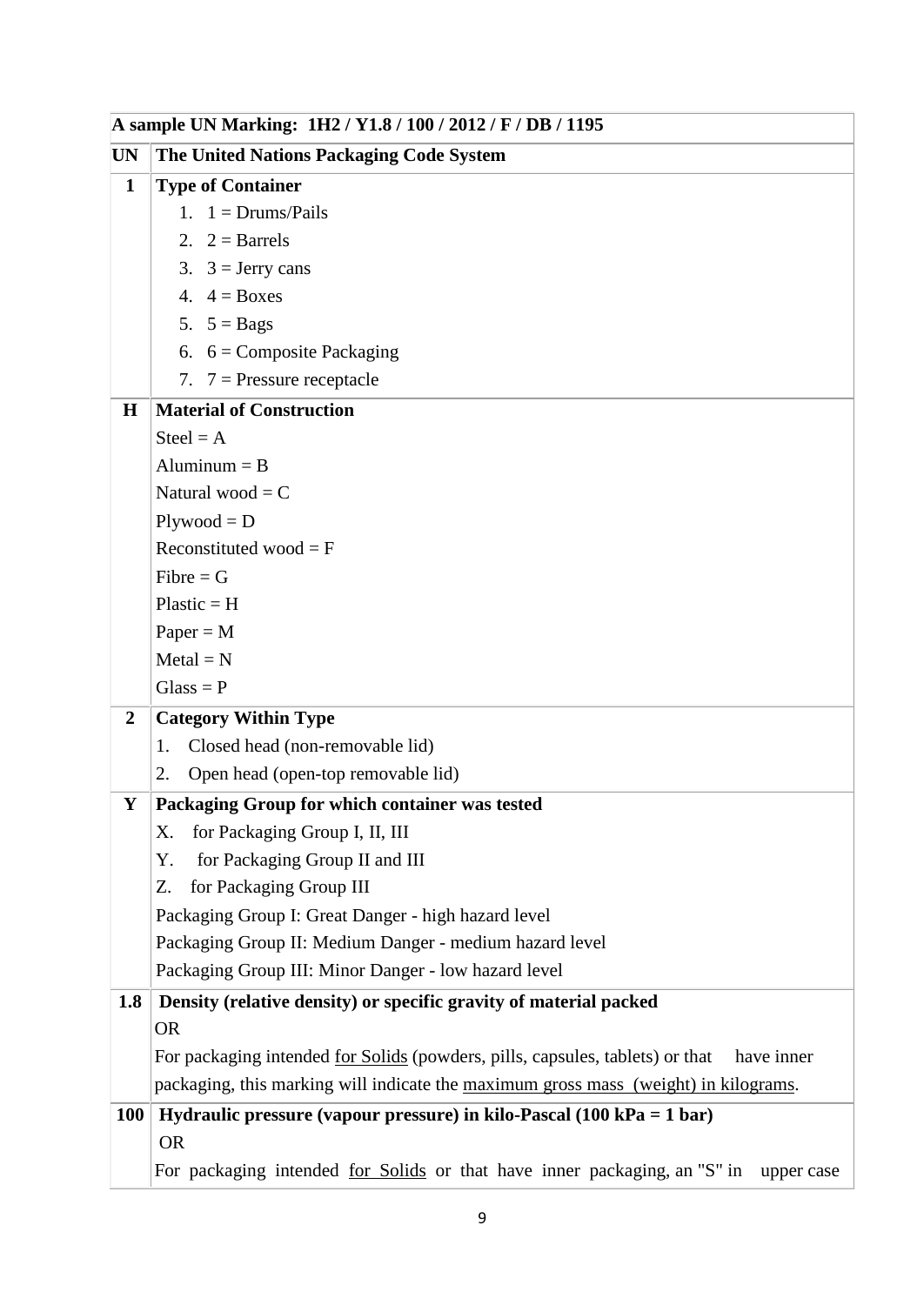| A sample UN Marking: 1H2 / Y1.8 / 100 / 2012 / F / DB / 1195 | |
|---|---|
| **UN** | **The United Nations Packaging Code System** |
| **1** | **Type of Container**<br>1. 1 = Drums/Pails<br>2. 2 = Barrels<br>3. 3 = Jerry cans<br>4. 4 = Boxes<br>5. 5 = Bags<br>6. 6 = Composite Packaging<br>7. 7 = Pressure receptacle |
| **H** | **Material of Construction**<br>Steel = A<br>Aluminum = B<br>Natural wood = C<br>Plywood = D<br>Reconstituted wood = F<br>Fibre = G<br>Plastic = H<br>Paper = M<br>Metal = N<br>Glass = P |
| **2** | **Category Within Type**<br>1. Closed head (non-removable lid)<br>2. Open head (open-top removable lid) |
| **Y** | **Packaging Group for which container was tested**<br>X. for Packaging Group I, II, III<br>Y. for Packaging Group II and III<br>Z. for Packaging Group III<br>Packaging Group I: Great Danger - high hazard level<br>Packaging Group II: Medium Danger - medium hazard level<br>Packaging Group III: Minor Danger - low hazard level |
| **1.8** | **Density (relative density) or specific gravity of material packed**<br>OR<br>For packaging intended for Solids (powders, pills, capsules, tablets) or that have inner packaging, this marking will indicate the maximum gross mass (weight) in kilograms. |
| **100** | **Hydraulic pressure (vapour pressure) in kilo-Pascal (100 kPa = 1 bar)**<br>OR<br>For packaging intended for Solids or that have inner packaging, an "S" in upper case |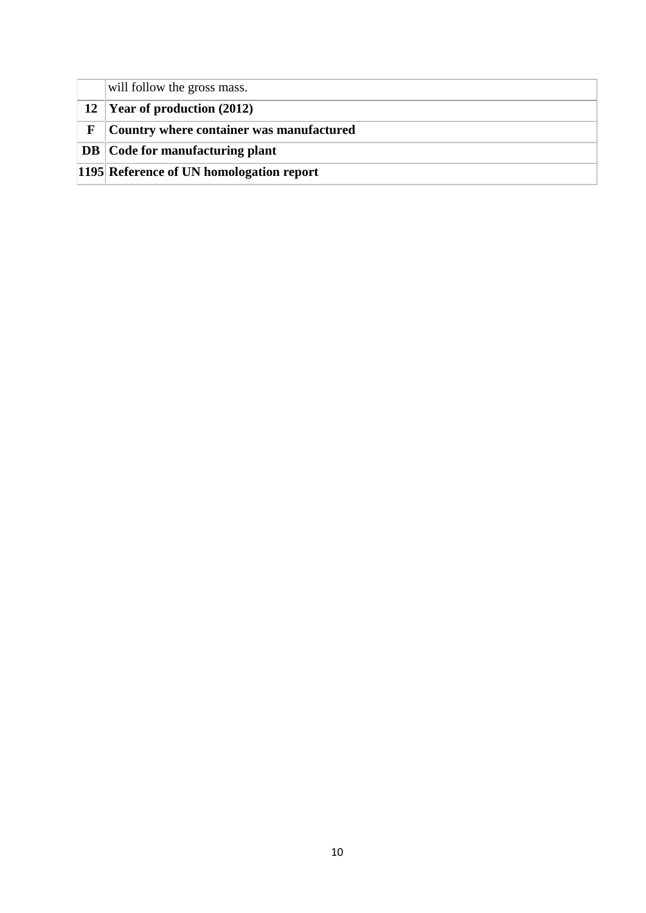| | |
|---|---|
| | will follow the gross mass. |
| **12** | **Year of production (2012)** |
| **F** | **Country where container was manufactured** |
| **DB** | **Code for manufacturing plant** |
| **1195** | **Reference of UN homologation report** |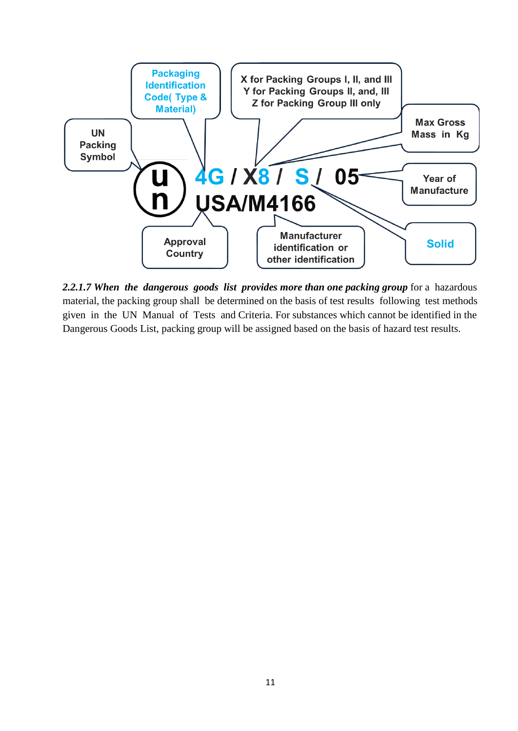Packaging Identification Code( Type & Material)

X for Packing Groups I, II, and III
Y for Packing Groups II, and, III
Z for Packing Group III only

UN Packing Symbol

Max Gross Mass in Kg

u
n 4G / X8 / S / 05
USA/M4166

Year of Manufacture

Approval Country

Manufacturer identification or other identification

Solid

***2.2.1.7 When the dangerous goods list provides more than one packing group*** for a hazardous material, the packing group shall be determined on the basis of test results following test methods given in the UN Manual of Tests and Criteria. For substances which cannot be identified in the Dangerous Goods List, packing group will be assigned based on the basis of hazard test results.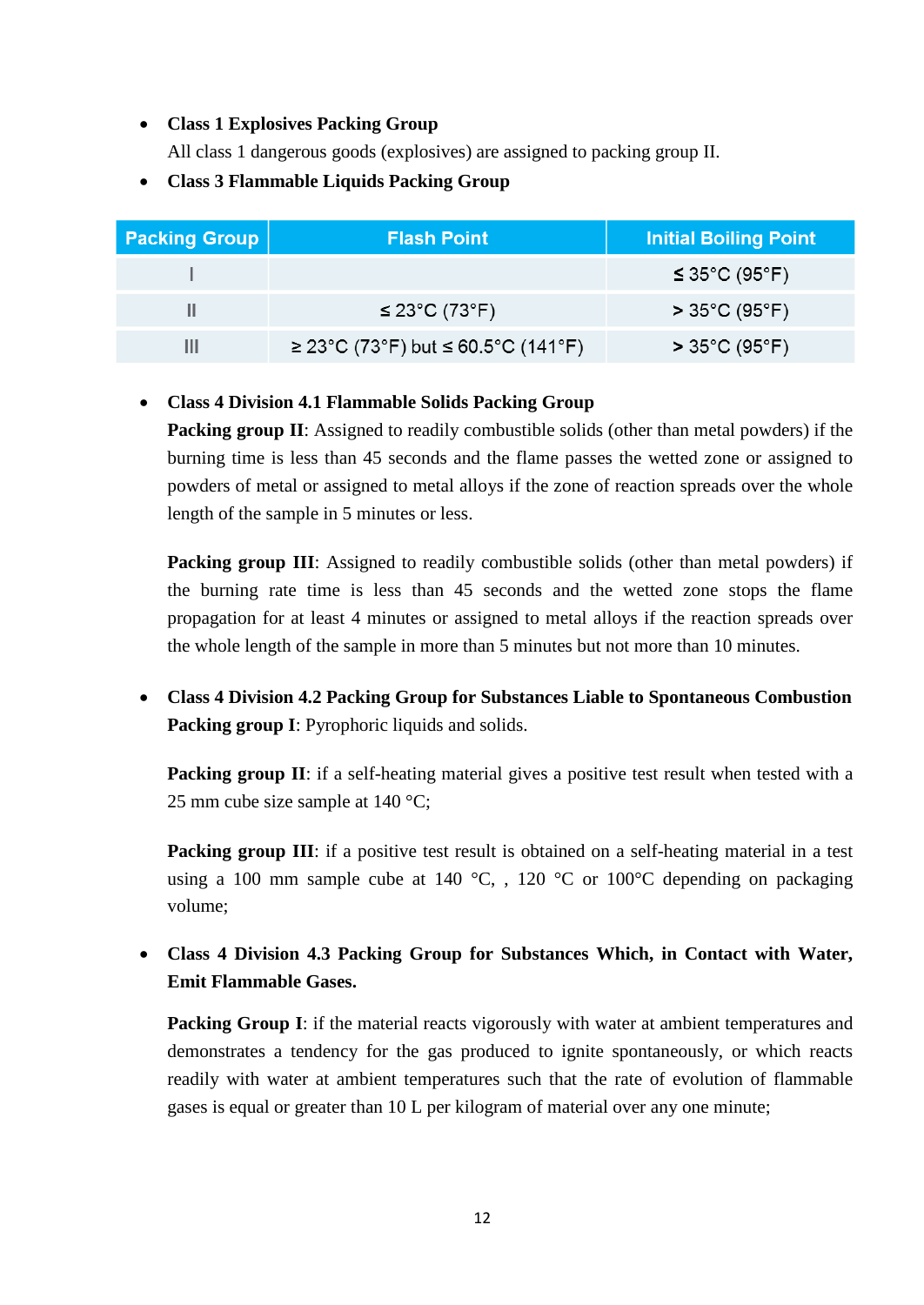- **Class 1 Explosives Packing Group**
  All class 1 dangerous goods (explosives) are assigned to packing group II.
- **Class 3 Flammable Liquids Packing Group**

| Packing Group | Flash Point | Initial Boiling Point |
|---|---|---|
| I | | ≤ 35°C (95°F) |
| II | ≤ 23°C (73°F) | > 35°C (95°F) |
| III | ≥ 23°C (73°F) but ≤ 60.5°C (141°F) | > 35°C (95°F) |

- **Class 4 Division 4.1 Flammable Solids Packing Group**
  **Packing group II**: Assigned to readily combustible solids (other than metal powders) if the burning time is less than 45 seconds and the flame passes the wetted zone or assigned to powders of metal or assigned to metal alloys if the zone of reaction spreads over the whole length of the sample in 5 minutes or less.

  **Packing group III**: Assigned to readily combustible solids (other than metal powders) if the burning rate time is less than 45 seconds and the wetted zone stops the flame propagation for at least 4 minutes or assigned to metal alloys if the reaction spreads over the whole length of the sample in more than 5 minutes but not more than 10 minutes.

- **Class 4 Division 4.2 Packing Group for Substances Liable to Spontaneous Combustion**
  **Packing group I**: Pyrophoric liquids and solids.

  **Packing group II**: if a self-heating material gives a positive test result when tested with a 25 mm cube size sample at 140 °C;

  **Packing group III**: if a positive test result is obtained on a self-heating material in a test using a 100 mm sample cube at 140 °C, , 120 °C or 100°C depending on packaging volume;

- **Class 4 Division 4.3 Packing Group for Substances Which, in Contact with Water, Emit Flammable Gases.**

  **Packing Group I**: if the material reacts vigorously with water at ambient temperatures and demonstrates a tendency for the gas produced to ignite spontaneously, or which reacts readily with water at ambient temperatures such that the rate of evolution of flammable gases is equal or greater than 10 L per kilogram of material over any one minute;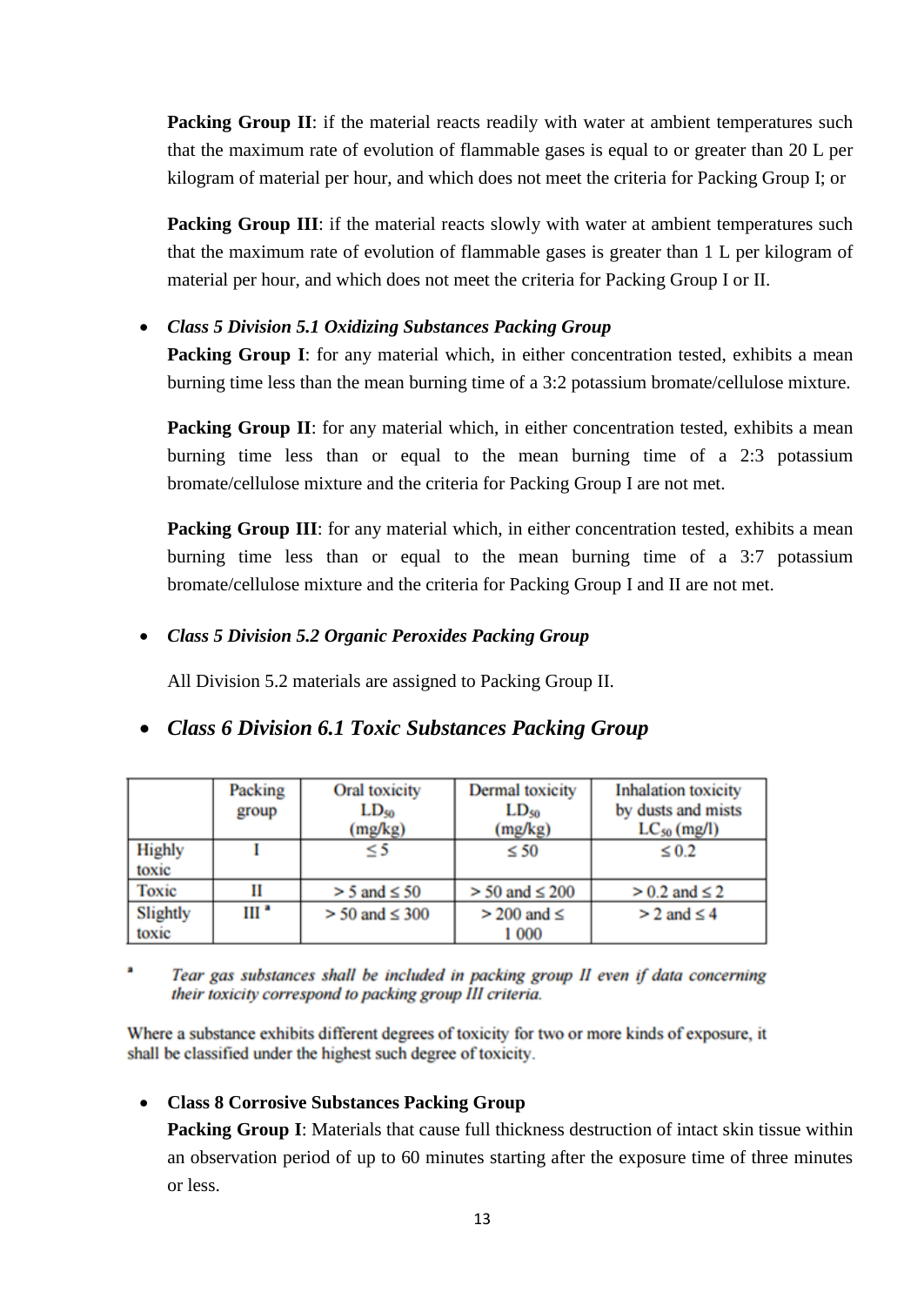**Packing Group II**: if the material reacts readily with water at ambient temperatures such that the maximum rate of evolution of flammable gases is equal to or greater than 20 L per kilogram of material per hour, and which does not meet the criteria for Packing Group I; or

**Packing Group III**: if the material reacts slowly with water at ambient temperatures such that the maximum rate of evolution of flammable gases is greater than 1 L per kilogram of material per hour, and which does not meet the criteria for Packing Group I or II.

- ***Class 5 Division 5.1 Oxidizing Substances Packing Group***

  **Packing Group I**: for any material which, in either concentration tested, exhibits a mean burning time less than the mean burning time of a 3:2 potassium bromate/cellulose mixture.

  **Packing Group II**: for any material which, in either concentration tested, exhibits a mean burning time less than or equal to the mean burning time of a 2:3 potassium bromate/cellulose mixture and the criteria for Packing Group I are not met.

  **Packing Group III**: for any material which, in either concentration tested, exhibits a mean burning time less than or equal to the mean burning time of a 3:7 potassium bromate/cellulose mixture and the criteria for Packing Group I and II are not met.

- ***Class 5 Division 5.2 Organic Peroxides Packing Group***

  All Division 5.2 materials are assigned to Packing Group II.

- ***Class 6 Division 6.1 Toxic Substances Packing Group***

| | Packing group | Oral toxicity $LD_{50}$ (mg/kg) | Dermal toxicity $LD_{50}$ (mg/kg) | Inhalation toxicity by dusts and mists $LC_{50}$ (mg/l) |
|---|---|---|---|---|
| Highly toxic | I | $\leq 5$ | $\leq 50$ | $\leq 0.2$ |
| Toxic | II | $> 5$ and $\leq 50$ | $> 50$ and $\leq 200$ | $> 0.2$ and $\leq 2$ |
| Slightly toxic | III [a] | $> 50$ and $\leq 300$ | $> 200$ and $\leq$ 1 000 | $> 2$ and $\leq 4$ |

[a] *Tear gas substances shall be included in packing group II even if data concerning their toxicity correspond to packing group III criteria.*

Where a substance exhibits different degrees of toxicity for two or more kinds of exposure, it shall be classified under the highest such degree of toxicity.

- **Class 8 Corrosive Substances Packing Group**

  **Packing Group I**: Materials that cause full thickness destruction of intact skin tissue within an observation period of up to 60 minutes starting after the exposure time of three minutes or less.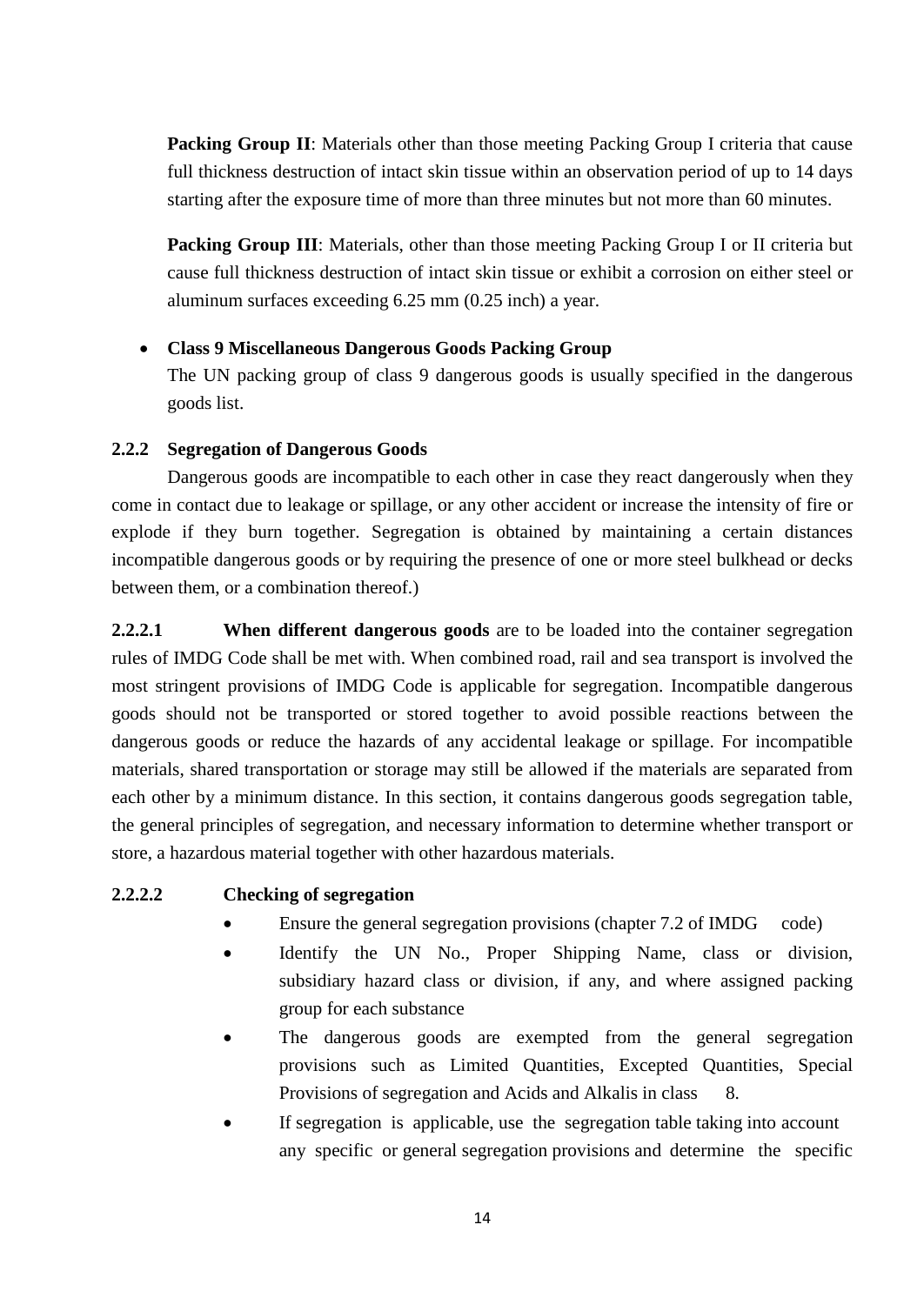**Packing Group II**: Materials other than those meeting Packing Group I criteria that cause full thickness destruction of intact skin tissue within an observation period of up to 14 days starting after the exposure time of more than three minutes but not more than 60 minutes.

**Packing Group III**: Materials, other than those meeting Packing Group I or II criteria but cause full thickness destruction of intact skin tissue or exhibit a corrosion on either steel or aluminum surfaces exceeding 6.25 mm (0.25 inch) a year.

- **Class 9 Miscellaneous Dangerous Goods Packing Group**
  The UN packing group of class 9 dangerous goods is usually specified in the dangerous goods list.

### 2.2.2 Segregation of Dangerous Goods

Dangerous goods are incompatible to each other in case they react dangerously when they come in contact due to leakage or spillage, or any other accident or increase the intensity of fire or explode if they burn together. Segregation is obtained by maintaining a certain distances incompatible dangerous goods or by requiring the presence of one or more steel bulkhead or decks between them, or a combination thereof.)

**2.2.2.1 When different dangerous goods** are to be loaded into the container segregation rules of IMDG Code shall be met with. When combined road, rail and sea transport is involved the most stringent provisions of IMDG Code is applicable for segregation. Incompatible dangerous goods should not be transported or stored together to avoid possible reactions between the dangerous goods or reduce the hazards of any accidental leakage or spillage. For incompatible materials, shared transportation or storage may still be allowed if the materials are separated from each other by a minimum distance. In this section, it contains dangerous goods segregation table, the general principles of segregation, and necessary information to determine whether transport or store, a hazardous material together with other hazardous materials.

**2.2.2.2 Checking of segregation**

- Ensure the general segregation provisions (chapter 7.2 of IMDG code)
- Identify the UN No., Proper Shipping Name, class or division, subsidiary hazard class or division, if any, and where assigned packing group for each substance
- The dangerous goods are exempted from the general segregation provisions such as Limited Quantities, Excepted Quantities, Special Provisions of segregation and Acids and Alkalis in class 8.
- If segregation is applicable, use the segregation table taking into account any specific or general segregation provisions and determine the specific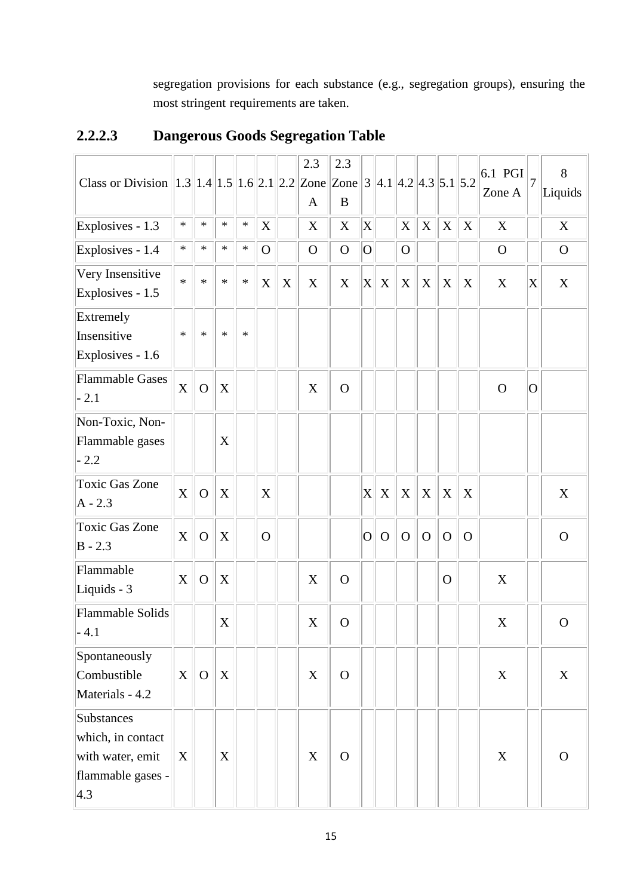segregation provisions for each substance (e.g., segregation groups), ensuring the most stringent requirements are taken.

### 2.2.2.3 Dangerous Goods Segregation Table

| Class or Division | 1.3 | 1.4 | 1.5 | 1.6 | 2.1 | 2.2 | 2.3 Zone A | 2.3 Zone B | 3 | 4.1 | 4.2 | 4.3 | 5.1 | 5.2 | 6.1 PGI Zone A | 7 | 8 Liquids |
|---|---|---|---|---|---|---|---|---|---|---|---|---|---|---|---|---|---|
| Explosives - 1.3 | * | * | * | * | X | | X | X | X | | X | X | X | X | X | | X |
| Explosives - 1.4 | * | * | * | * | O | | O | O | O | | O | | | | O | | O |
| Very Insensitive Explosives - 1.5 | * | * | * | * | X | X | X | X | X | X | X | X | X | X | X | X | X |
| Extremely Insensitive Explosives - 1.6 | * | * | * | * | | | | | | | | | | | | | |
| Flammable Gases - 2.1 | X | O | X | | | | X | O | | | | | | | O | O | |
| Non-Toxic, Non-Flammable gases - 2.2 | | | X | | | | | | | | | | | | | | |
| Toxic Gas Zone A - 2.3 | X | O | X | | X | | | | X | X | X | X | X | X | | | X |
| Toxic Gas Zone B - 2.3 | X | O | X | | O | | | | O | O | O | O | O | O | | | O |
| Flammable Liquids - 3 | X | O | X | | | | X | O | | | | | O | | X | | |
| Flammable Solids - 4.1 | | | X | | | | X | O | | | | | | | X | | O |
| Spontaneously Combustible Materials - 4.2 | X | O | X | | | | X | O | | | | | | | X | | X |
| Substances which, in contact with water, emit flammable gases - 4.3 | X | | X | | | | X | O | | | | | | | X | | O |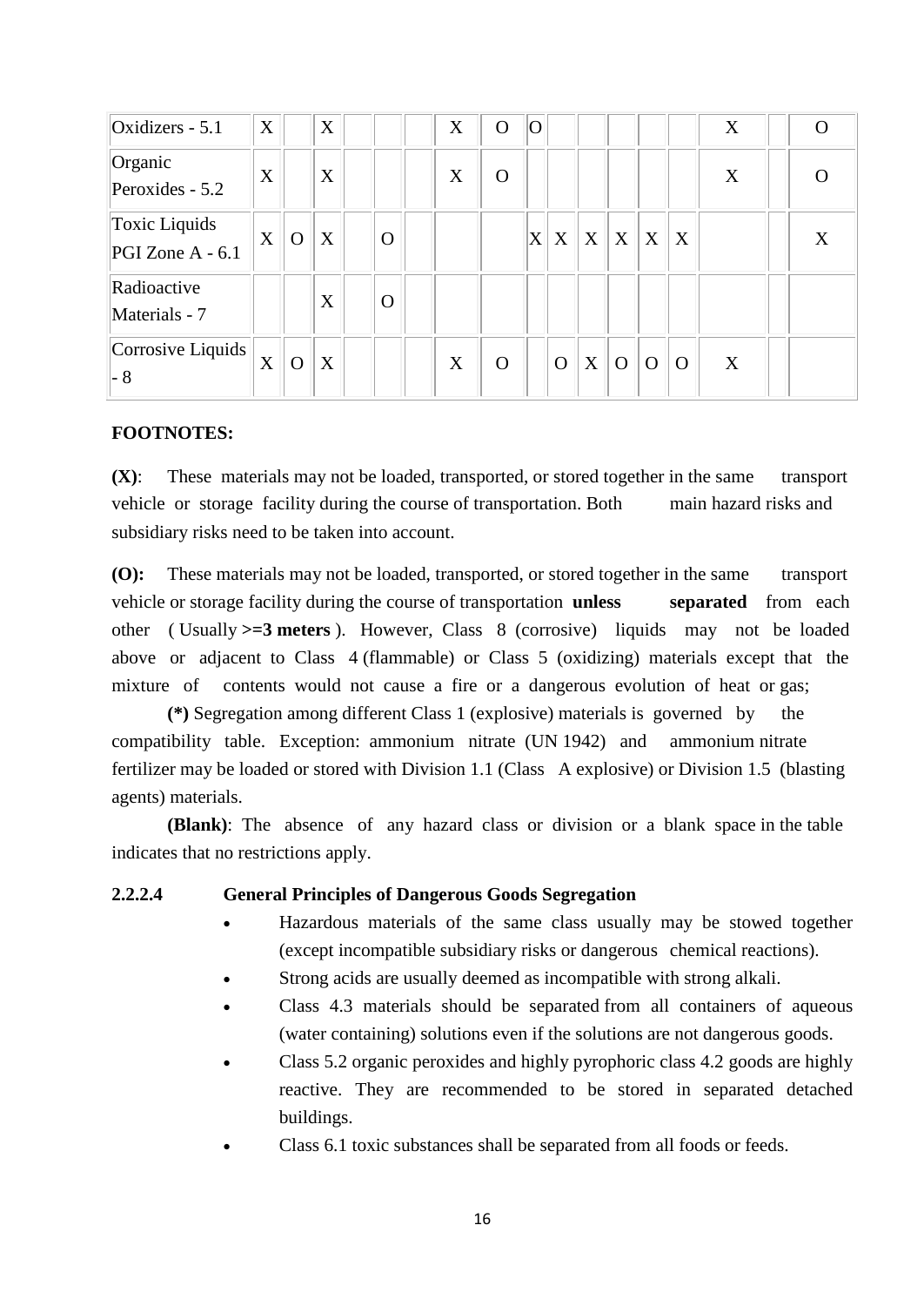| | | | | | | | | | | | | | | | | | |
|---|---|---|---|---|---|---|---|---|---|---|---|---|---|---|---|---|---|
| Oxidizers - 5.1 | X | | X | | | | X | O | O | | | | | | X | | O |
| Organic Peroxides - 5.2 | X | | X | | | | X | O | | | | | | | X | | O |
| Toxic Liquids PGI Zone A - 6.1 | X | O | X | | O | | | | X | X | X | X | X | X | | | X |
| Radioactive Materials - 7 | | | X | | O | | | | | | | | | | | | |
| Corrosive Liquids - 8 | X | O | X | | | | X | O | | O | X | O | O | O | X | | |

**FOOTNOTES:**

**(X)**: These materials may not be loaded, transported, or stored together in the same transport vehicle or storage facility during the course of transportation. Both main hazard risks and subsidiary risks need to be taken into account.

**(O):** These materials may not be loaded, transported, or stored together in the same transport vehicle or storage facility during the course of transportation **unless separated** from each other ( Usually **>=3 meters** ). However, Class 8 (corrosive) liquids may not be loaded above or adjacent to Class 4 (flammable) or Class 5 (oxidizing) materials except that the mixture of contents would not cause a fire or a dangerous evolution of heat or gas;

**(*)** Segregation among different Class 1 (explosive) materials is governed by the compatibility table. Exception: ammonium nitrate (UN 1942) and ammonium nitrate fertilizer may be loaded or stored with Division 1.1 (Class A explosive) or Division 1.5 (blasting agents) materials.

**(Blank)**: The absence of any hazard class or division or a blank space in the table indicates that no restrictions apply.

**2.2.2.4 General Principles of Dangerous Goods Segregation**

- Hazardous materials of the same class usually may be stowed together (except incompatible subsidiary risks or dangerous chemical reactions).
- Strong acids are usually deemed as incompatible with strong alkali.
- Class 4.3 materials should be separated from all containers of aqueous (water containing) solutions even if the solutions are not dangerous goods.
- Class 5.2 organic peroxides and highly pyrophoric class 4.2 goods are highly reactive. They are recommended to be stored in separated detached buildings.
- Class 6.1 toxic substances shall be separated from all foods or feeds.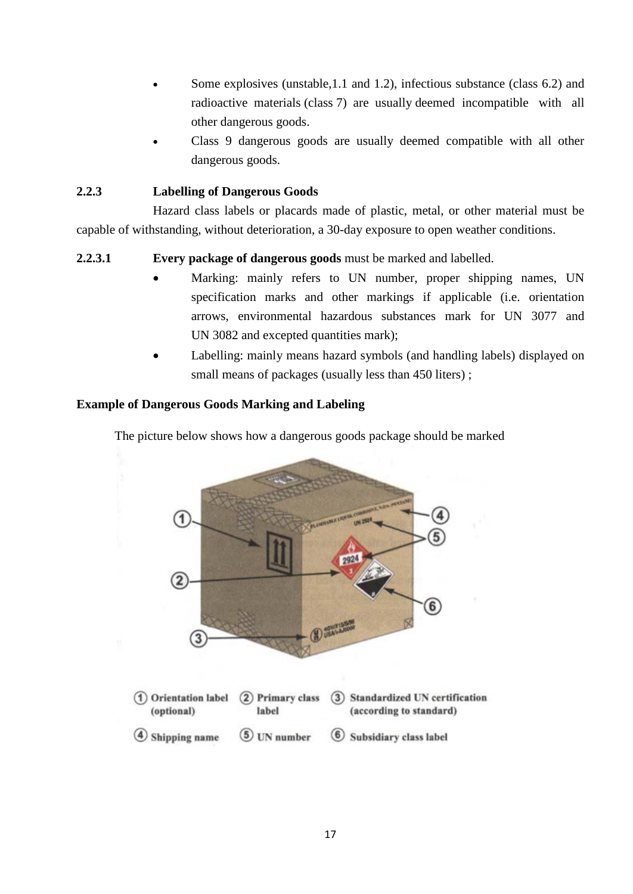- Some explosives (unstable,1.1 and 1.2), infectious substance (class 6.2) and radioactive materials (class 7) are usually deemed incompatible with all other dangerous goods.
- Class 9 dangerous goods are usually deemed compatible with all other dangerous goods.

### 2.2.3 Labelling of Dangerous Goods

Hazard class labels or placards made of plastic, metal, or other material must be capable of withstanding, without deterioration, a 30-day exposure to open weather conditions.

**2.2.3.1 Every package of dangerous goods** must be marked and labelled.

- Marking: mainly refers to UN number, proper shipping names, UN specification marks and other markings if applicable (i.e. orientation arrows, environmental hazardous substances mark for UN 3077 and UN 3082 and excepted quantities mark);
- Labelling: mainly means hazard symbols (and handling labels) displayed on small means of packages (usually less than 450 liters) ;

**Example of Dangerous Goods Marking and Labeling**

The picture below shows how a dangerous goods package should be marked

① Orientation label (optional) ② Primary class label ③ Standardized UN certification (according to standard)

④ Shipping name ⑤ UN number ⑥ Subsidiary class label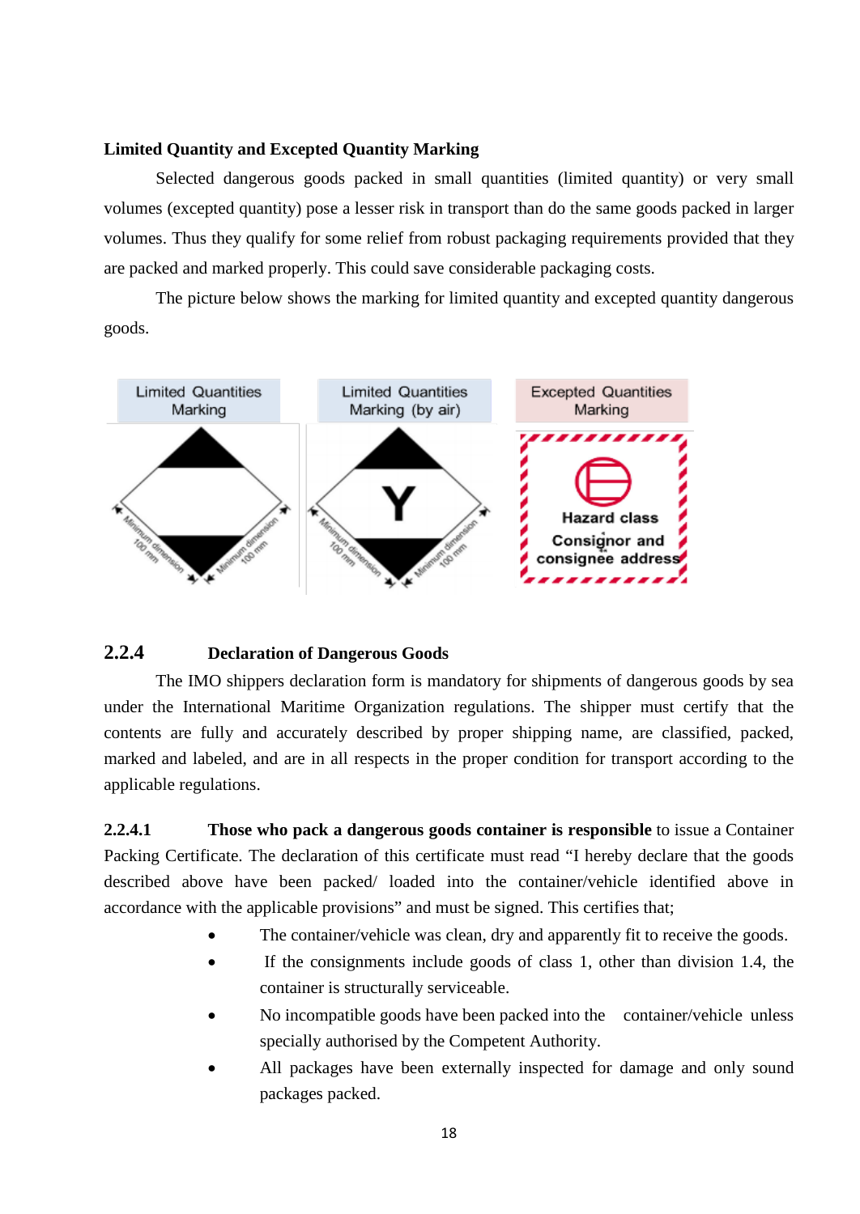**Limited Quantity and Excepted Quantity Marking**

Selected dangerous goods packed in small quantities (limited quantity) or very small volumes (excepted quantity) pose a lesser risk in transport than do the same goods packed in larger volumes. Thus they qualify for some relief from robust packaging requirements provided that they are packed and marked properly. This could save considerable packaging costs.

The picture below shows the marking for limited quantity and excepted quantity dangerous goods.

| Limited Quantities Marking | Limited Quantities Marking (by air) | Excepted Quantities Marking |
|---|---|---|
| Minimum dimension 100 mm; Minimum dimension 100 mm | Y; Minimum dimension 100 mm; Minimum dimension 100 mm | Hazard class; Consignor and consignee address |

## 2.2.4 Declaration of Dangerous Goods

The IMO shippers declaration form is mandatory for shipments of dangerous goods by sea under the International Maritime Organization regulations. The shipper must certify that the contents are fully and accurately described by proper shipping name, are classified, packed, marked and labeled, and are in all respects in the proper condition for transport according to the applicable regulations.

**2.2.4.1 Those who pack a dangerous goods container is responsible** to issue a Container Packing Certificate. The declaration of this certificate must read "I hereby declare that the goods described above have been packed/ loaded into the container/vehicle identified above in accordance with the applicable provisions" and must be signed. This certifies that;

- The container/vehicle was clean, dry and apparently fit to receive the goods.
- If the consignments include goods of class 1, other than division 1.4, the container is structurally serviceable.
- No incompatible goods have been packed into the container/vehicle unless specially authorised by the Competent Authority.
- All packages have been externally inspected for damage and only sound packages packed.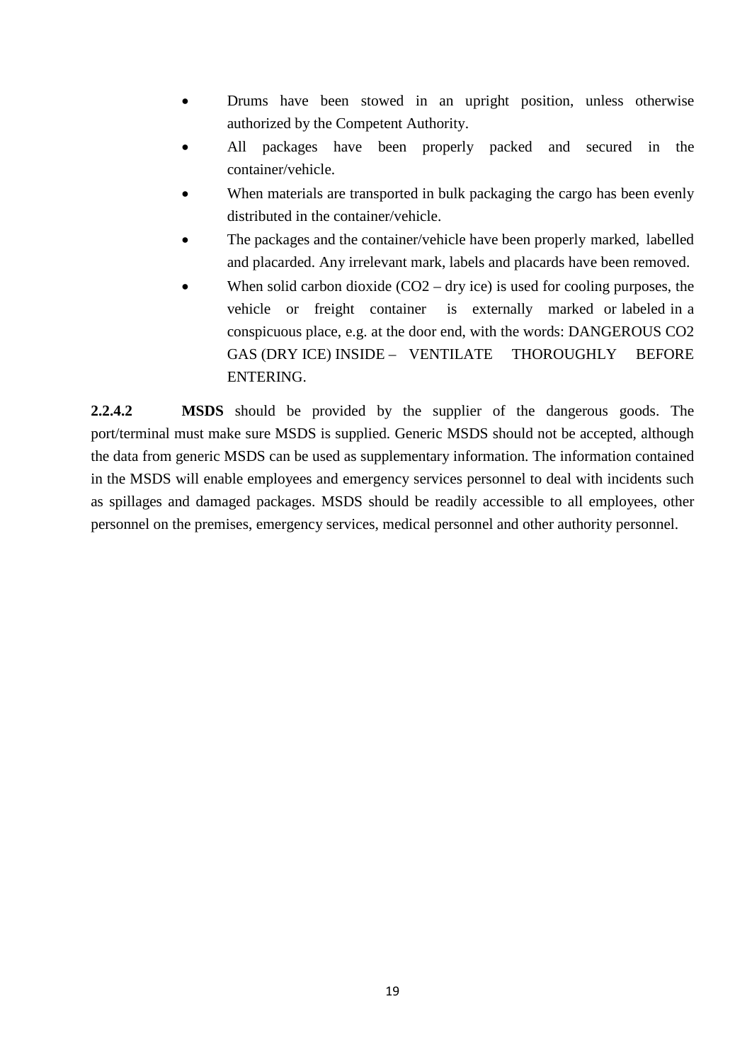- Drums have been stowed in an upright position, unless otherwise authorized by the Competent Authority.
- All packages have been properly packed and secured in the container/vehicle.
- When materials are transported in bulk packaging the cargo has been evenly distributed in the container/vehicle.
- The packages and the container/vehicle have been properly marked, labelled and placarded. Any irrelevant mark, labels and placards have been removed.
- When solid carbon dioxide ($CO_2$ – dry ice) is used for cooling purposes, the vehicle or freight container is externally marked or labeled in a conspicuous place, e.g. at the door end, with the words: DANGEROUS $CO_2$ GAS (DRY ICE) INSIDE – VENTILATE THOROUGHLY BEFORE ENTERING.

**2.2.4.2** **MSDS** should be provided by the supplier of the dangerous goods. The port/terminal must make sure MSDS is supplied. Generic MSDS should not be accepted, although the data from generic MSDS can be used as supplementary information. The information contained in the MSDS will enable employees and emergency services personnel to deal with incidents such as spillages and damaged packages. MSDS should be readily accessible to all employees, other personnel on the premises, emergency services, medical personnel and other authority personnel.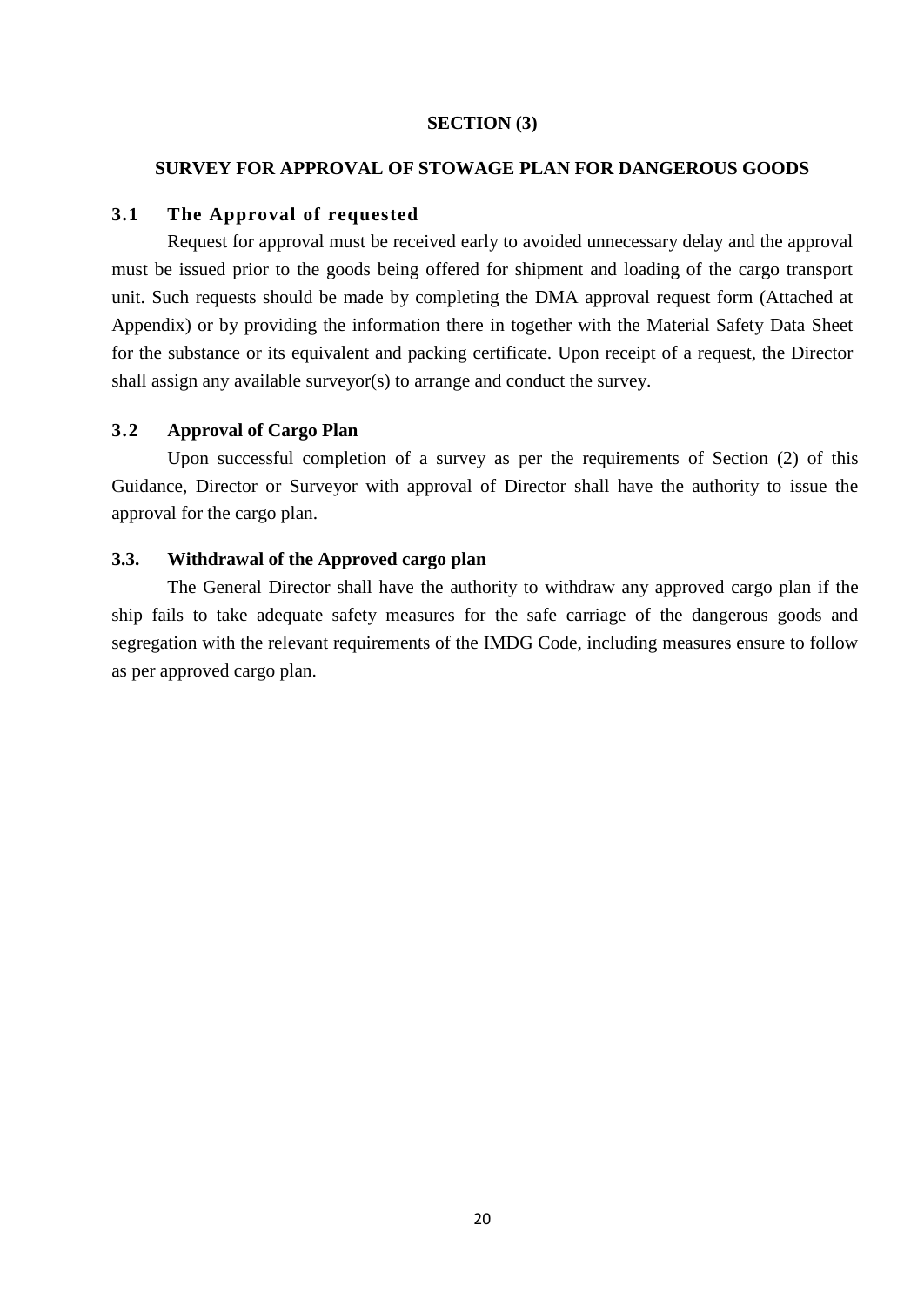## SECTION (3)

## SURVEY FOR APPROVAL OF STOWAGE PLAN FOR DANGEROUS GOODS

### 3.1 The Approval of requested

Request for approval must be received early to avoided unnecessary delay and the approval must be issued prior to the goods being offered for shipment and loading of the cargo transport unit. Such requests should be made by completing the DMA approval request form (Attached at Appendix) or by providing the information there in together with the Material Safety Data Sheet for the substance or its equivalent and packing certificate. Upon receipt of a request, the Director shall assign any available surveyor(s) to arrange and conduct the survey.

### 3.2 Approval of Cargo Plan

Upon successful completion of a survey as per the requirements of Section (2) of this Guidance, Director or Surveyor with approval of Director shall have the authority to issue the approval for the cargo plan.

### 3.3. Withdrawal of the Approved cargo plan

The General Director shall have the authority to withdraw any approved cargo plan if the ship fails to take adequate safety measures for the safe carriage of the dangerous goods and segregation with the relevant requirements of the IMDG Code, including measures ensure to follow as per approved cargo plan.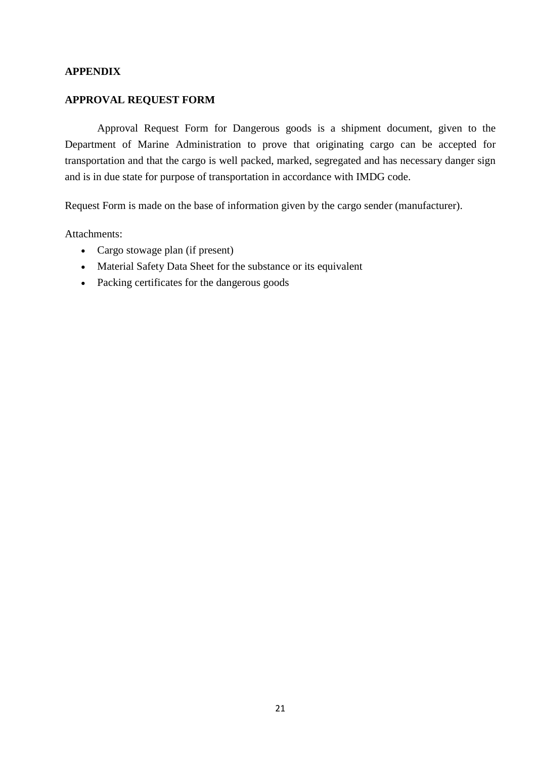## APPENDIX

## APPROVAL REQUEST FORM

Approval Request Form for Dangerous goods is a shipment document, given to the Department of Marine Administration to prove that originating cargo can be accepted for transportation and that the cargo is well packed, marked, segregated and has necessary danger sign and is in due state for purpose of transportation in accordance with IMDG code.

Request Form is made on the base of information given by the cargo sender (manufacturer).

Attachments:

- Cargo stowage plan (if present)
- Material Safety Data Sheet for the substance or its equivalent
- Packing certificates for the dangerous goods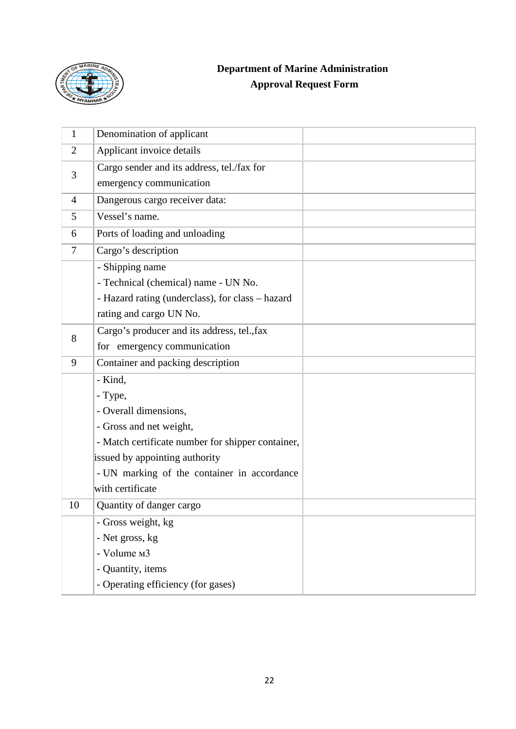**Department of Marine Administration**
**Approval Request Form**

| | | |
|---|---|---|
| 1 | Denomination of applicant | |
| 2 | Applicant invoice details | |
| 3 | Cargo sender and its address, tel./fax for emergency communication | |
| 4 | Dangerous cargo receiver data: | |
| 5 | Vessel’s name. | |
| 6 | Ports of loading and unloading | |
| 7 | Cargo’s description | |
| | - Shipping name<br>- Technical (chemical) name - UN No.<br>- Hazard rating (underclass), for class – hazard rating and cargo UN No. | |
| 8 | Cargo’s producer and its address, tel.,fax for emergency communication | |
| 9 | Container and packing description | |
| | - Kind,<br>- Type,<br>- Overall dimensions,<br>- Gross and net weight,<br>- Match certificate number for shipper container, issued by appointing authority<br>- UN marking of the container in accordance with certificate | |
| 10 | Quantity of danger cargo | |
| | - Gross weight, kg<br>- Net gross, kg<br>- Volume м3<br>- Quantity, items<br>- Operating efficiency (for gases) | |